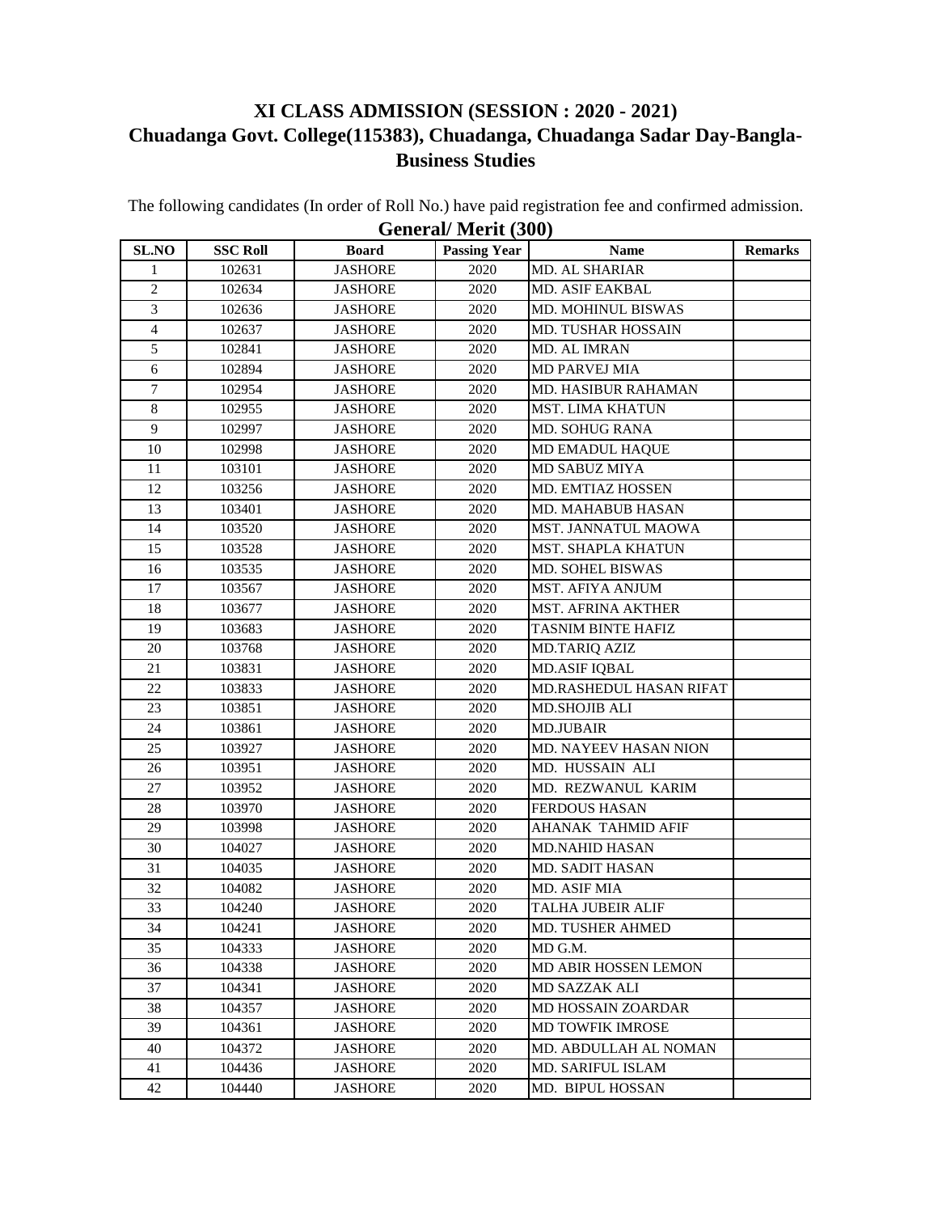# XI CLASS ADMISSION (SESSION : 2020 - 2021)
# Chuadanga Govt. College(115383), Chuadanga, Chuadanga Sadar Day-Bangla-Business Studies

The following candidates (In order of Roll No.) have paid registration fee and confirmed admission.

## General/ Merit (300)

| SL.NO | SSC Roll | Board | Passing Year | Name | Remarks |
|---|---|---|---|---|---|
| 1 | 102631 | JASHORE | 2020 | MD. AL SHARIAR | |
| 2 | 102634 | JASHORE | 2020 | MD. ASIF EAKBAL | |
| 3 | 102636 | JASHORE | 2020 | MD. MOHINUL BISWAS | |
| 4 | 102637 | JASHORE | 2020 | MD. TUSHAR HOSSAIN | |
| 5 | 102841 | JASHORE | 2020 | MD. AL IMRAN | |
| 6 | 102894 | JASHORE | 2020 | MD PARVEJ MIA | |
| 7 | 102954 | JASHORE | 2020 | MD. HASIBUR RAHAMAN | |
| 8 | 102955 | JASHORE | 2020 | MST. LIMA KHATUN | |
| 9 | 102997 | JASHORE | 2020 | MD. SOHUG RANA | |
| 10 | 102998 | JASHORE | 2020 | MD EMADUL HAQUE | |
| 11 | 103101 | JASHORE | 2020 | MD SABUZ MIYA | |
| 12 | 103256 | JASHORE | 2020 | MD. EMTIAZ HOSSEN | |
| 13 | 103401 | JASHORE | 2020 | MD. MAHABUB HASAN | |
| 14 | 103520 | JASHORE | 2020 | MST. JANNATUL MAOWA | |
| 15 | 103528 | JASHORE | 2020 | MST. SHAPLA KHATUN | |
| 16 | 103535 | JASHORE | 2020 | MD. SOHEL BISWAS | |
| 17 | 103567 | JASHORE | 2020 | MST. AFIYA ANJUM | |
| 18 | 103677 | JASHORE | 2020 | MST. AFRINA AKTHER | |
| 19 | 103683 | JASHORE | 2020 | TASNIM BINTE HAFIZ | |
| 20 | 103768 | JASHORE | 2020 | MD.TARIQ AZIZ | |
| 21 | 103831 | JASHORE | 2020 | MD.ASIF IQBAL | |
| 22 | 103833 | JASHORE | 2020 | MD.RASHEDUL HASAN RIFAT | |
| 23 | 103851 | JASHORE | 2020 | MD.SHOJIB ALI | |
| 24 | 103861 | JASHORE | 2020 | MD.JUBAIR | |
| 25 | 103927 | JASHORE | 2020 | MD. NAYEEV HASAN NION | |
| 26 | 103951 | JASHORE | 2020 | MD. HUSSAIN ALI | |
| 27 | 103952 | JASHORE | 2020 | MD. REZWANUL KARIM | |
| 28 | 103970 | JASHORE | 2020 | FERDOUS HASAN | |
| 29 | 103998 | JASHORE | 2020 | AHANAK TAHMID AFIF | |
| 30 | 104027 | JASHORE | 2020 | MD.NAHID HASAN | |
| 31 | 104035 | JASHORE | 2020 | MD. SADIT HASAN | |
| 32 | 104082 | JASHORE | 2020 | MD. ASIF MIA | |
| 33 | 104240 | JASHORE | 2020 | TALHA JUBEIR ALIF | |
| 34 | 104241 | JASHORE | 2020 | MD. TUSHER AHMED | |
| 35 | 104333 | JASHORE | 2020 | MD G.M. | |
| 36 | 104338 | JASHORE | 2020 | MD ABIR HOSSEN LEMON | |
| 37 | 104341 | JASHORE | 2020 | MD SAZZAK ALI | |
| 38 | 104357 | JASHORE | 2020 | MD HOSSAIN ZOARDAR | |
| 39 | 104361 | JASHORE | 2020 | MD TOWFIK IMROSE | |
| 40 | 104372 | JASHORE | 2020 | MD. ABDULLAH AL NOMAN | |
| 41 | 104436 | JASHORE | 2020 | MD. SARIFUL ISLAM | |
| 42 | 104440 | JASHORE | 2020 | MD. BIPUL HOSSAN | |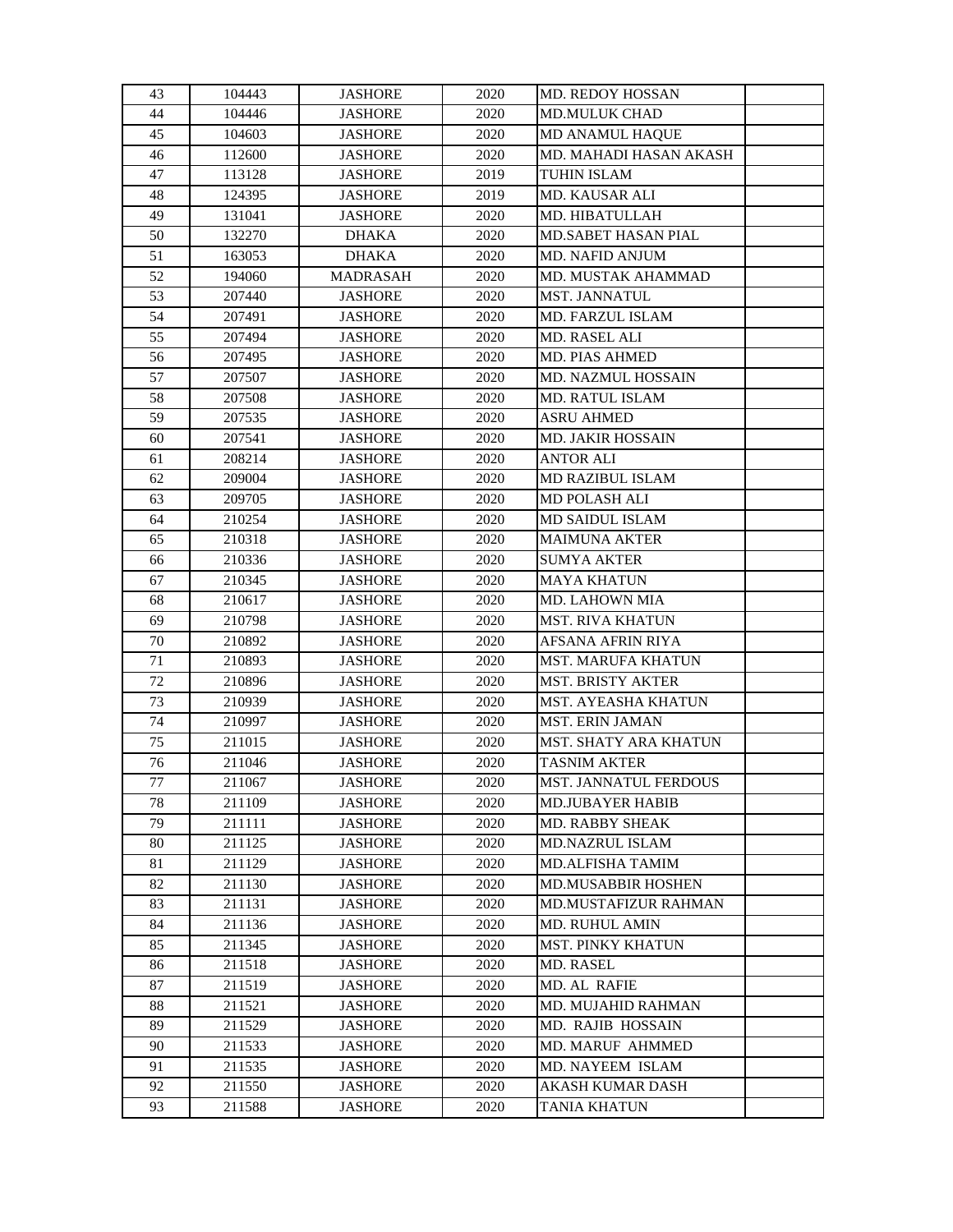| 43 | 104443 | JASHORE | 2020 | MD. REDOY HOSSAN | |
|---|---|---|---|---|---|
| 44 | 104446 | JASHORE | 2020 | MD.MULUK CHAD | |
| 45 | 104603 | JASHORE | 2020 | MD ANAMUL HAQUE | |
| 46 | 112600 | JASHORE | 2020 | MD. MAHADI HASAN AKASH | |
| 47 | 113128 | JASHORE | 2019 | TUHIN ISLAM | |
| 48 | 124395 | JASHORE | 2019 | MD. KAUSAR ALI | |
| 49 | 131041 | JASHORE | 2020 | MD. HIBATULLAH | |
| 50 | 132270 | DHAKA | 2020 | MD.SABET HASAN PIAL | |
| 51 | 163053 | DHAKA | 2020 | MD. NAFID ANJUM | |
| 52 | 194060 | MADRASAH | 2020 | MD. MUSTAK AHAMMAD | |
| 53 | 207440 | JASHORE | 2020 | MST. JANNATUL | |
| 54 | 207491 | JASHORE | 2020 | MD. FARZUL ISLAM | |
| 55 | 207494 | JASHORE | 2020 | MD. RASEL ALI | |
| 56 | 207495 | JASHORE | 2020 | MD. PIAS AHMED | |
| 57 | 207507 | JASHORE | 2020 | MD. NAZMUL HOSSAIN | |
| 58 | 207508 | JASHORE | 2020 | MD. RATUL ISLAM | |
| 59 | 207535 | JASHORE | 2020 | ASRU AHMED | |
| 60 | 207541 | JASHORE | 2020 | MD. JAKIR HOSSAIN | |
| 61 | 208214 | JASHORE | 2020 | ANTOR ALI | |
| 62 | 209004 | JASHORE | 2020 | MD RAZIBUL ISLAM | |
| 63 | 209705 | JASHORE | 2020 | MD POLASH ALI | |
| 64 | 210254 | JASHORE | 2020 | MD SAIDUL ISLAM | |
| 65 | 210318 | JASHORE | 2020 | MAIMUNA AKTER | |
| 66 | 210336 | JASHORE | 2020 | SUMYA AKTER | |
| 67 | 210345 | JASHORE | 2020 | MAYA KHATUN | |
| 68 | 210617 | JASHORE | 2020 | MD. LAHOWN MIA | |
| 69 | 210798 | JASHORE | 2020 | MST. RIVA KHATUN | |
| 70 | 210892 | JASHORE | 2020 | AFSANA AFRIN RIYA | |
| 71 | 210893 | JASHORE | 2020 | MST. MARUFA KHATUN | |
| 72 | 210896 | JASHORE | 2020 | MST. BRISTY AKTER | |
| 73 | 210939 | JASHORE | 2020 | MST. AYEASHA KHATUN | |
| 74 | 210997 | JASHORE | 2020 | MST. ERIN JAMAN | |
| 75 | 211015 | JASHORE | 2020 | MST. SHATY ARA KHATUN | |
| 76 | 211046 | JASHORE | 2020 | TASNIM AKTER | |
| 77 | 211067 | JASHORE | 2020 | MST. JANNATUL FERDOUS | |
| 78 | 211109 | JASHORE | 2020 | MD.JUBAYER HABIB | |
| 79 | 211111 | JASHORE | 2020 | MD. RABBY SHEAK | |
| 80 | 211125 | JASHORE | 2020 | MD.NAZRUL ISLAM | |
| 81 | 211129 | JASHORE | 2020 | MD.ALFISHA TAMIM | |
| 82 | 211130 | JASHORE | 2020 | MD.MUSABBIR HOSHEN | |
| 83 | 211131 | JASHORE | 2020 | MD.MUSTAFIZUR RAHMAN | |
| 84 | 211136 | JASHORE | 2020 | MD. RUHUL AMIN | |
| 85 | 211345 | JASHORE | 2020 | MST. PINKY KHATUN | |
| 86 | 211518 | JASHORE | 2020 | MD. RASEL | |
| 87 | 211519 | JASHORE | 2020 | MD. AL RAFIE | |
| 88 | 211521 | JASHORE | 2020 | MD. MUJAHID RAHMAN | |
| 89 | 211529 | JASHORE | 2020 | MD. RAJIB HOSSAIN | |
| 90 | 211533 | JASHORE | 2020 | MD. MARUF AHMMED | |
| 91 | 211535 | JASHORE | 2020 | MD. NAYEEM ISLAM | |
| 92 | 211550 | JASHORE | 2020 | AKASH KUMAR DASH | |
| 93 | 211588 | JASHORE | 2020 | TANIA KHATUN | |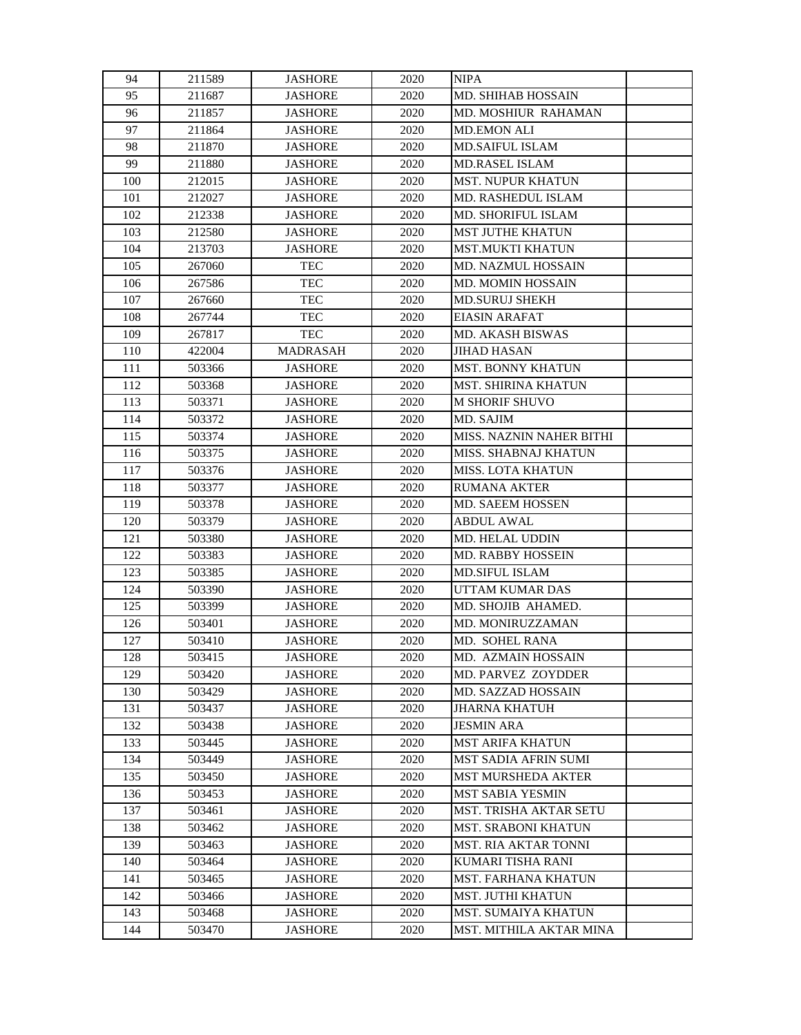| 94 | 211589 | JASHORE | 2020 | NIPA | |
|---|---|---|---|---|---|
| 95 | 211687 | JASHORE | 2020 | MD. SHIHAB HOSSAIN | |
| 96 | 211857 | JASHORE | 2020 | MD. MOSHIUR RAHAMAN | |
| 97 | 211864 | JASHORE | 2020 | MD.EMON ALI | |
| 98 | 211870 | JASHORE | 2020 | MD.SAIFUL ISLAM | |
| 99 | 211880 | JASHORE | 2020 | MD.RASEL ISLAM | |
| 100 | 212015 | JASHORE | 2020 | MST. NUPUR KHATUN | |
| 101 | 212027 | JASHORE | 2020 | MD. RASHEDUL ISLAM | |
| 102 | 212338 | JASHORE | 2020 | MD. SHORIFUL ISLAM | |
| 103 | 212580 | JASHORE | 2020 | MST JUTHE KHATUN | |
| 104 | 213703 | JASHORE | 2020 | MST.MUKTI KHATUN | |
| 105 | 267060 | TEC | 2020 | MD. NAZMUL HOSSAIN | |
| 106 | 267586 | TEC | 2020 | MD. MOMIN HOSSAIN | |
| 107 | 267660 | TEC | 2020 | MD.SURUJ SHEKH | |
| 108 | 267744 | TEC | 2020 | EIASIN ARAFAT | |
| 109 | 267817 | TEC | 2020 | MD. AKASH BISWAS | |
| 110 | 422004 | MADRASAH | 2020 | JIHAD HASAN | |
| 111 | 503366 | JASHORE | 2020 | MST. BONNY KHATUN | |
| 112 | 503368 | JASHORE | 2020 | MST. SHIRINA KHATUN | |
| 113 | 503371 | JASHORE | 2020 | M SHORIF SHUVO | |
| 114 | 503372 | JASHORE | 2020 | MD. SAJIM | |
| 115 | 503374 | JASHORE | 2020 | MISS. NAZNIN NAHER BITHI | |
| 116 | 503375 | JASHORE | 2020 | MISS. SHABNAJ KHATUN | |
| 117 | 503376 | JASHORE | 2020 | MISS. LOTA KHATUN | |
| 118 | 503377 | JASHORE | 2020 | RUMANA AKTER | |
| 119 | 503378 | JASHORE | 2020 | MD. SAEEM HOSSEN | |
| 120 | 503379 | JASHORE | 2020 | ABDUL AWAL | |
| 121 | 503380 | JASHORE | 2020 | MD. HELAL UDDIN | |
| 122 | 503383 | JASHORE | 2020 | MD. RABBY HOSSEIN | |
| 123 | 503385 | JASHORE | 2020 | MD.SIFUL ISLAM | |
| 124 | 503390 | JASHORE | 2020 | UTTAM KUMAR DAS | |
| 125 | 503399 | JASHORE | 2020 | MD. SHOJIB AHAMED. | |
| 126 | 503401 | JASHORE | 2020 | MD. MONIRUZZAMAN | |
| 127 | 503410 | JASHORE | 2020 | MD. SOHEL RANA | |
| 128 | 503415 | JASHORE | 2020 | MD. AZMAIN HOSSAIN | |
| 129 | 503420 | JASHORE | 2020 | MD. PARVEZ ZOYDDER | |
| 130 | 503429 | JASHORE | 2020 | MD. SAZZAD HOSSAIN | |
| 131 | 503437 | JASHORE | 2020 | JHARNA KHATUH | |
| 132 | 503438 | JASHORE | 2020 | JESMIN ARA | |
| 133 | 503445 | JASHORE | 2020 | MST ARIFA KHATUN | |
| 134 | 503449 | JASHORE | 2020 | MST SADIA AFRIN SUMI | |
| 135 | 503450 | JASHORE | 2020 | MST MURSHEDA AKTER | |
| 136 | 503453 | JASHORE | 2020 | MST SABIA YESMIN | |
| 137 | 503461 | JASHORE | 2020 | MST. TRISHA AKTAR SETU | |
| 138 | 503462 | JASHORE | 2020 | MST. SRABONI KHATUN | |
| 139 | 503463 | JASHORE | 2020 | MST. RIA AKTAR TONNI | |
| 140 | 503464 | JASHORE | 2020 | KUMARI TISHA RANI | |
| 141 | 503465 | JASHORE | 2020 | MST. FARHANA KHATUN | |
| 142 | 503466 | JASHORE | 2020 | MST. JUTHI KHATUN | |
| 143 | 503468 | JASHORE | 2020 | MST. SUMAIYA KHATUN | |
| 144 | 503470 | JASHORE | 2020 | MST. MITHILA AKTAR MINA | |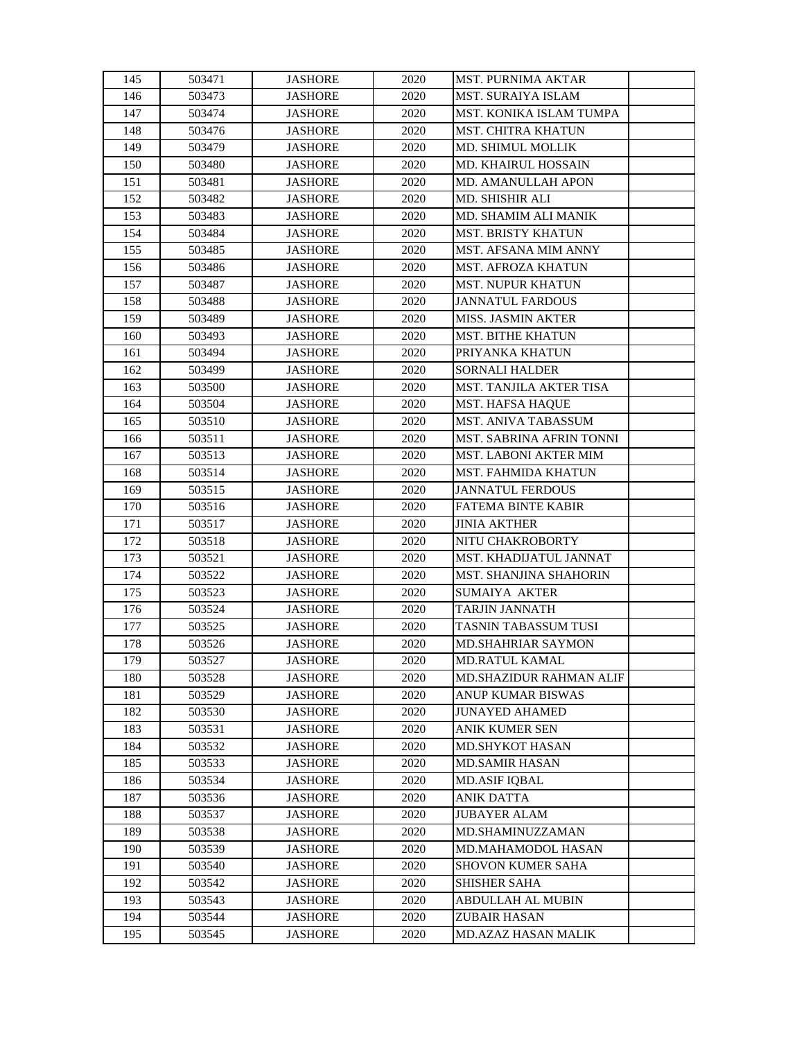| | | | | | |
|---|---|---|---|---|---|
| 145 | 503471 | JASHORE | 2020 | MST. PURNIMA AKTAR | |
| 146 | 503473 | JASHORE | 2020 | MST. SURAIYA ISLAM | |
| 147 | 503474 | JASHORE | 2020 | MST. KONIKA ISLAM TUMPA | |
| 148 | 503476 | JASHORE | 2020 | MST. CHITRA KHATUN | |
| 149 | 503479 | JASHORE | 2020 | MD. SHIMUL MOLLIK | |
| 150 | 503480 | JASHORE | 2020 | MD. KHAIRUL HOSSAIN | |
| 151 | 503481 | JASHORE | 2020 | MD. AMANULLAH APON | |
| 152 | 503482 | JASHORE | 2020 | MD. SHISHIR ALI | |
| 153 | 503483 | JASHORE | 2020 | MD. SHAMIM ALI MANIK | |
| 154 | 503484 | JASHORE | 2020 | MST. BRISTY KHATUN | |
| 155 | 503485 | JASHORE | 2020 | MST. AFSANA MIM ANNY | |
| 156 | 503486 | JASHORE | 2020 | MST. AFROZA KHATUN | |
| 157 | 503487 | JASHORE | 2020 | MST. NUPUR KHATUN | |
| 158 | 503488 | JASHORE | 2020 | JANNATUL FARDOUS | |
| 159 | 503489 | JASHORE | 2020 | MISS. JASMIN AKTER | |
| 160 | 503493 | JASHORE | 2020 | MST. BITHE KHATUN | |
| 161 | 503494 | JASHORE | 2020 | PRIYANKA KHATUN | |
| 162 | 503499 | JASHORE | 2020 | SORNALI HALDER | |
| 163 | 503500 | JASHORE | 2020 | MST. TANJILA AKTER TISA | |
| 164 | 503504 | JASHORE | 2020 | MST. HAFSA HAQUE | |
| 165 | 503510 | JASHORE | 2020 | MST. ANIVA TABASSUM | |
| 166 | 503511 | JASHORE | 2020 | MST. SABRINA AFRIN TONNI | |
| 167 | 503513 | JASHORE | 2020 | MST. LABONI AKTER MIM | |
| 168 | 503514 | JASHORE | 2020 | MST. FAHMIDA KHATUN | |
| 169 | 503515 | JASHORE | 2020 | JANNATUL FERDOUS | |
| 170 | 503516 | JASHORE | 2020 | FATEMA BINTE KABIR | |
| 171 | 503517 | JASHORE | 2020 | JINIA AKTHER | |
| 172 | 503518 | JASHORE | 2020 | NITU CHAKROBORTY | |
| 173 | 503521 | JASHORE | 2020 | MST. KHADIJATUL JANNAT | |
| 174 | 503522 | JASHORE | 2020 | MST. SHANJINA SHAHORIN | |
| 175 | 503523 | JASHORE | 2020 | SUMAIYA AKTER | |
| 176 | 503524 | JASHORE | 2020 | TARJIN JANNATH | |
| 177 | 503525 | JASHORE | 2020 | TASNIN TABASSUM TUSI | |
| 178 | 503526 | JASHORE | 2020 | MD.SHAHRIAR SAYMON | |
| 179 | 503527 | JASHORE | 2020 | MD.RATUL KAMAL | |
| 180 | 503528 | JASHORE | 2020 | MD.SHAZIDUR RAHMAN ALIF | |
| 181 | 503529 | JASHORE | 2020 | ANUP KUMAR BISWAS | |
| 182 | 503530 | JASHORE | 2020 | JUNAYED AHAMED | |
| 183 | 503531 | JASHORE | 2020 | ANIK KUMER SEN | |
| 184 | 503532 | JASHORE | 2020 | MD.SHYKOT HASAN | |
| 185 | 503533 | JASHORE | 2020 | MD.SAMIR HASAN | |
| 186 | 503534 | JASHORE | 2020 | MD.ASIF IQBAL | |
| 187 | 503536 | JASHORE | 2020 | ANIK DATTA | |
| 188 | 503537 | JASHORE | 2020 | JUBAYER ALAM | |
| 189 | 503538 | JASHORE | 2020 | MD.SHAMINUZZAMAN | |
| 190 | 503539 | JASHORE | 2020 | MD.MAHAMODOL HASAN | |
| 191 | 503540 | JASHORE | 2020 | SHOVON KUMER SAHA | |
| 192 | 503542 | JASHORE | 2020 | SHISHER SAHA | |
| 193 | 503543 | JASHORE | 2020 | ABDULLAH AL MUBIN | |
| 194 | 503544 | JASHORE | 2020 | ZUBAIR HASAN | |
| 195 | 503545 | JASHORE | 2020 | MD.AZAZ HASAN MALIK | |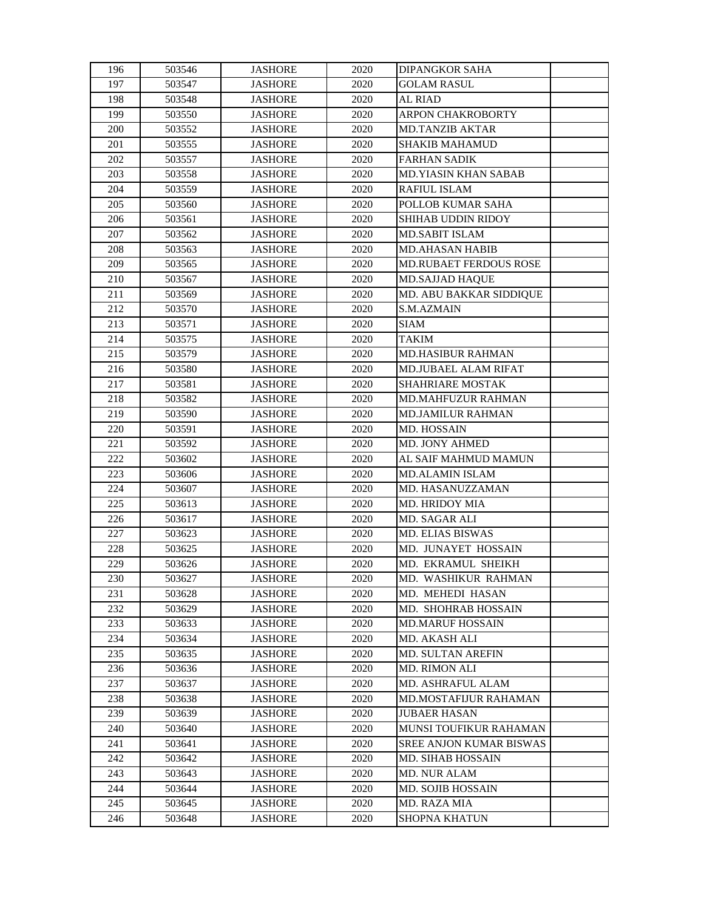| 196 | 503546 | JASHORE | 2020 | DIPANGKOR SAHA | |
|---|---|---|---|---|---|
| 197 | 503547 | JASHORE | 2020 | GOLAM RASUL | |
| 198 | 503548 | JASHORE | 2020 | AL RIAD | |
| 199 | 503550 | JASHORE | 2020 | ARPON CHAKROBORTY | |
| 200 | 503552 | JASHORE | 2020 | MD.TANZIB AKTAR | |
| 201 | 503555 | JASHORE | 2020 | SHAKIB MAHAMUD | |
| 202 | 503557 | JASHORE | 2020 | FARHAN SADIK | |
| 203 | 503558 | JASHORE | 2020 | MD.YIASIN KHAN SABAB | |
| 204 | 503559 | JASHORE | 2020 | RAFIUL ISLAM | |
| 205 | 503560 | JASHORE | 2020 | POLLOB KUMAR SAHA | |
| 206 | 503561 | JASHORE | 2020 | SHIHAB UDDIN RIDOY | |
| 207 | 503562 | JASHORE | 2020 | MD.SABIT ISLAM | |
| 208 | 503563 | JASHORE | 2020 | MD.AHASAN HABIB | |
| 209 | 503565 | JASHORE | 2020 | MD.RUBAET FERDOUS ROSE | |
| 210 | 503567 | JASHORE | 2020 | MD.SAJJAD HAQUE | |
| 211 | 503569 | JASHORE | 2020 | MD. ABU BAKKAR SIDDIQUE | |
| 212 | 503570 | JASHORE | 2020 | S.M.AZMAIN | |
| 213 | 503571 | JASHORE | 2020 | SIAM | |
| 214 | 503575 | JASHORE | 2020 | TAKIM | |
| 215 | 503579 | JASHORE | 2020 | MD.HASIBUR RAHMAN | |
| 216 | 503580 | JASHORE | 2020 | MD.JUBAEL ALAM RIFAT | |
| 217 | 503581 | JASHORE | 2020 | SHAHRIARE MOSTAK | |
| 218 | 503582 | JASHORE | 2020 | MD.MAHFUZUR RAHMAN | |
| 219 | 503590 | JASHORE | 2020 | MD.JAMILUR RAHMAN | |
| 220 | 503591 | JASHORE | 2020 | MD. HOSSAIN | |
| 221 | 503592 | JASHORE | 2020 | MD. JONY AHMED | |
| 222 | 503602 | JASHORE | 2020 | AL SAIF MAHMUD MAMUN | |
| 223 | 503606 | JASHORE | 2020 | MD.ALAMIN ISLAM | |
| 224 | 503607 | JASHORE | 2020 | MD. HASANUZZAMAN | |
| 225 | 503613 | JASHORE | 2020 | MD. HRIDOY MIA | |
| 226 | 503617 | JASHORE | 2020 | MD. SAGAR ALI | |
| 227 | 503623 | JASHORE | 2020 | MD. ELIAS BISWAS | |
| 228 | 503625 | JASHORE | 2020 | MD. JUNAYET HOSSAIN | |
| 229 | 503626 | JASHORE | 2020 | MD. EKRAMUL SHEIKH | |
| 230 | 503627 | JASHORE | 2020 | MD. WASHIKUR RAHMAN | |
| 231 | 503628 | JASHORE | 2020 | MD. MEHEDI HASAN | |
| 232 | 503629 | JASHORE | 2020 | MD. SHOHRAB HOSSAIN | |
| 233 | 503633 | JASHORE | 2020 | MD.MARUF HOSSAIN | |
| 234 | 503634 | JASHORE | 2020 | MD. AKASH ALI | |
| 235 | 503635 | JASHORE | 2020 | MD. SULTAN AREFIN | |
| 236 | 503636 | JASHORE | 2020 | MD. RIMON ALI | |
| 237 | 503637 | JASHORE | 2020 | MD. ASHRAFUL ALAM | |
| 238 | 503638 | JASHORE | 2020 | MD.MOSTAFIJUR RAHAMAN | |
| 239 | 503639 | JASHORE | 2020 | JUBAER HASAN | |
| 240 | 503640 | JASHORE | 2020 | MUNSI TOUFIKUR RAHAMAN | |
| 241 | 503641 | JASHORE | 2020 | SREE ANJON KUMAR BISWAS | |
| 242 | 503642 | JASHORE | 2020 | MD. SIHAB HOSSAIN | |
| 243 | 503643 | JASHORE | 2020 | MD. NUR ALAM | |
| 244 | 503644 | JASHORE | 2020 | MD. SOJIB HOSSAIN | |
| 245 | 503645 | JASHORE | 2020 | MD. RAZA MIA | |
| 246 | 503648 | JASHORE | 2020 | SHOPNA KHATUN | |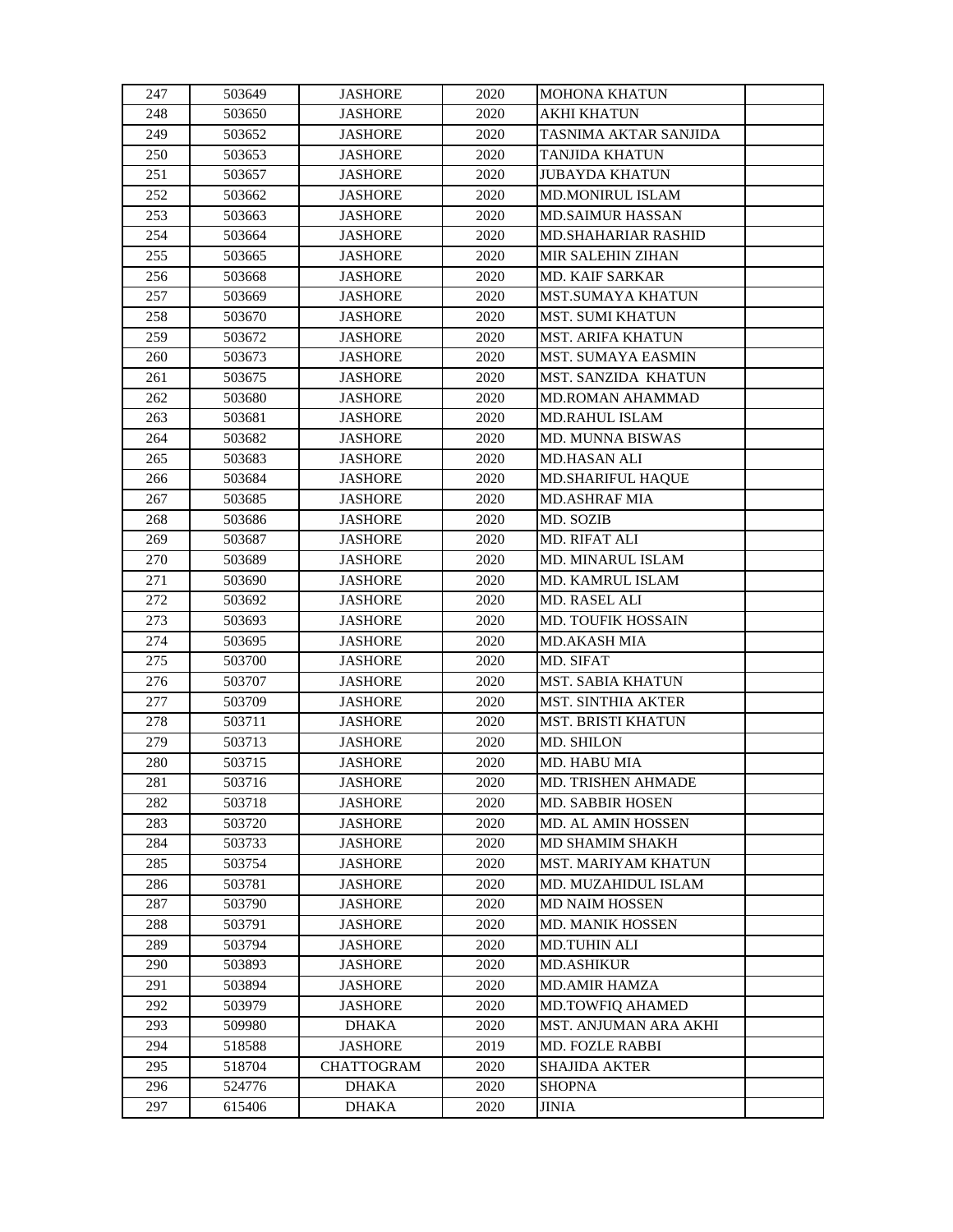| | | | | | |
|---|---|---|---|---|---|
| 247 | 503649 | JASHORE | 2020 | MOHONA KHATUN | |
| 248 | 503650 | JASHORE | 2020 | AKHI KHATUN | |
| 249 | 503652 | JASHORE | 2020 | TASNIMA AKTAR SANJIDA | |
| 250 | 503653 | JASHORE | 2020 | TANJIDA KHATUN | |
| 251 | 503657 | JASHORE | 2020 | JUBAYDA KHATUN | |
| 252 | 503662 | JASHORE | 2020 | MD.MONIRUL ISLAM | |
| 253 | 503663 | JASHORE | 2020 | MD.SAIMUR HASSAN | |
| 254 | 503664 | JASHORE | 2020 | MD.SHAHARIAR RASHID | |
| 255 | 503665 | JASHORE | 2020 | MIR SALEHIN ZIHAN | |
| 256 | 503668 | JASHORE | 2020 | MD. KAIF SARKAR | |
| 257 | 503669 | JASHORE | 2020 | MST.SUMAYA KHATUN | |
| 258 | 503670 | JASHORE | 2020 | MST. SUMI KHATUN | |
| 259 | 503672 | JASHORE | 2020 | MST. ARIFA KHATUN | |
| 260 | 503673 | JASHORE | 2020 | MST. SUMAYA EASMIN | |
| 261 | 503675 | JASHORE | 2020 | MST. SANZIDA KHATUN | |
| 262 | 503680 | JASHORE | 2020 | MD.ROMAN AHAMMAD | |
| 263 | 503681 | JASHORE | 2020 | MD.RAHUL ISLAM | |
| 264 | 503682 | JASHORE | 2020 | MD. MUNNA BISWAS | |
| 265 | 503683 | JASHORE | 2020 | MD.HASAN ALI | |
| 266 | 503684 | JASHORE | 2020 | MD.SHARIFUL HAQUE | |
| 267 | 503685 | JASHORE | 2020 | MD.ASHRAF MIA | |
| 268 | 503686 | JASHORE | 2020 | MD. SOZIB | |
| 269 | 503687 | JASHORE | 2020 | MD. RIFAT ALI | |
| 270 | 503689 | JASHORE | 2020 | MD. MINARUL ISLAM | |
| 271 | 503690 | JASHORE | 2020 | MD. KAMRUL ISLAM | |
| 272 | 503692 | JASHORE | 2020 | MD. RASEL ALI | |
| 273 | 503693 | JASHORE | 2020 | MD. TOUFIK HOSSAIN | |
| 274 | 503695 | JASHORE | 2020 | MD.AKASH MIA | |
| 275 | 503700 | JASHORE | 2020 | MD. SIFAT | |
| 276 | 503707 | JASHORE | 2020 | MST. SABIA KHATUN | |
| 277 | 503709 | JASHORE | 2020 | MST. SINTHIA AKTER | |
| 278 | 503711 | JASHORE | 2020 | MST. BRISTI KHATUN | |
| 279 | 503713 | JASHORE | 2020 | MD. SHILON | |
| 280 | 503715 | JASHORE | 2020 | MD. HABU MIA | |
| 281 | 503716 | JASHORE | 2020 | MD. TRISHEN AHMADE | |
| 282 | 503718 | JASHORE | 2020 | MD. SABBIR HOSEN | |
| 283 | 503720 | JASHORE | 2020 | MD. AL AMIN HOSSEN | |
| 284 | 503733 | JASHORE | 2020 | MD SHAMIM SHAKH | |
| 285 | 503754 | JASHORE | 2020 | MST. MARIYAM KHATUN | |
| 286 | 503781 | JASHORE | 2020 | MD. MUZAHIDUL ISLAM | |
| 287 | 503790 | JASHORE | 2020 | MD NAIM HOSSEN | |
| 288 | 503791 | JASHORE | 2020 | MD. MANIK HOSSEN | |
| 289 | 503794 | JASHORE | 2020 | MD.TUHIN ALI | |
| 290 | 503893 | JASHORE | 2020 | MD.ASHIKUR | |
| 291 | 503894 | JASHORE | 2020 | MD.AMIR HAMZA | |
| 292 | 503979 | JASHORE | 2020 | MD.TOWFIQ AHAMED | |
| 293 | 509980 | DHAKA | 2020 | MST. ANJUMAN ARA AKHI | |
| 294 | 518588 | JASHORE | 2019 | MD. FOZLE RABBI | |
| 295 | 518704 | CHATTOGRAM | 2020 | SHAJIDA AKTER | |
| 296 | 524776 | DHAKA | 2020 | SHOPNA | |
| 297 | 615406 | DHAKA | 2020 | JINIA | |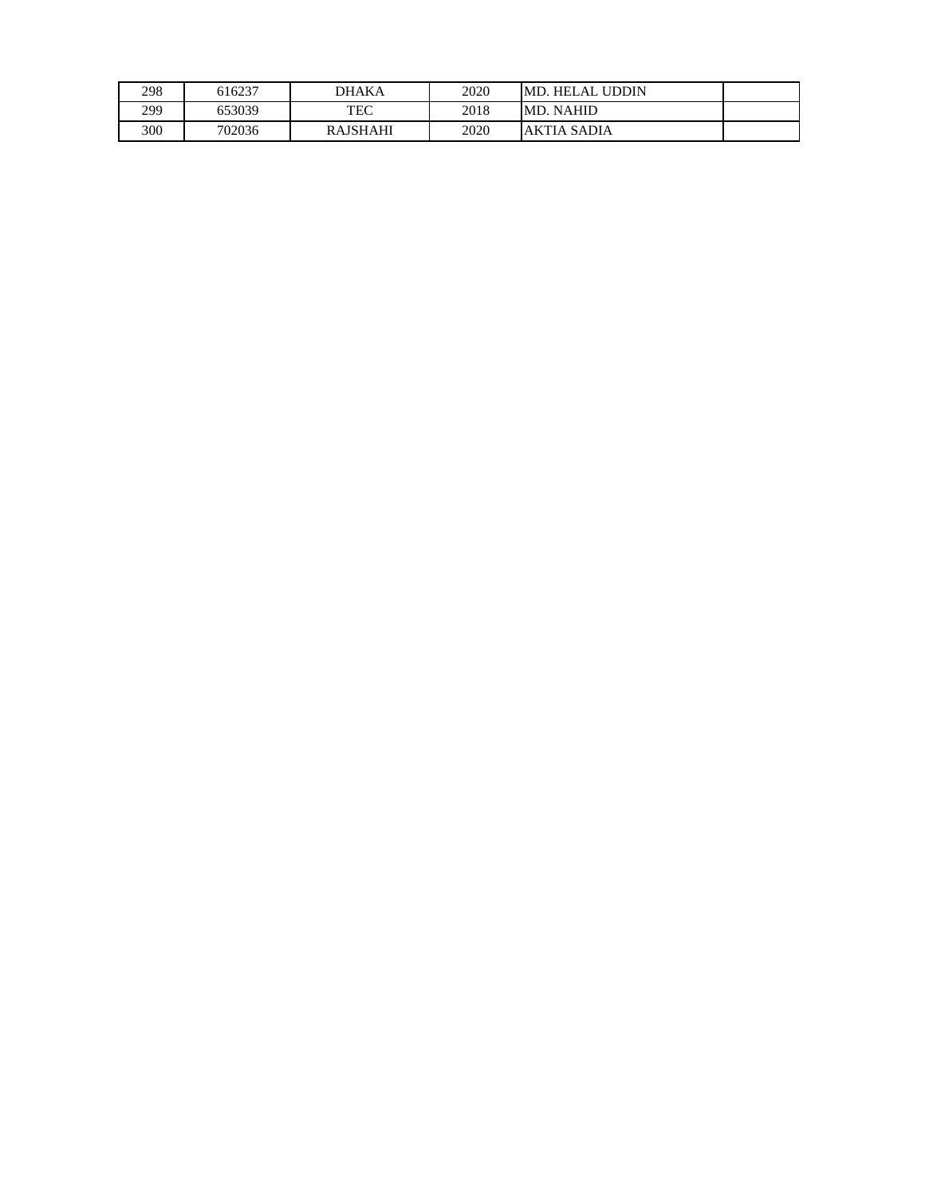| | | | | | |
|---|---|---|---|---|---|
| 298 | 616237 | DHAKA | 2020 | MD. HELAL UDDIN | |
| 299 | 653039 | TEC | 2018 | MD. NAHID | |
| 300 | 702036 | RAJSHAHI | 2020 | AKTIA SADIA | |